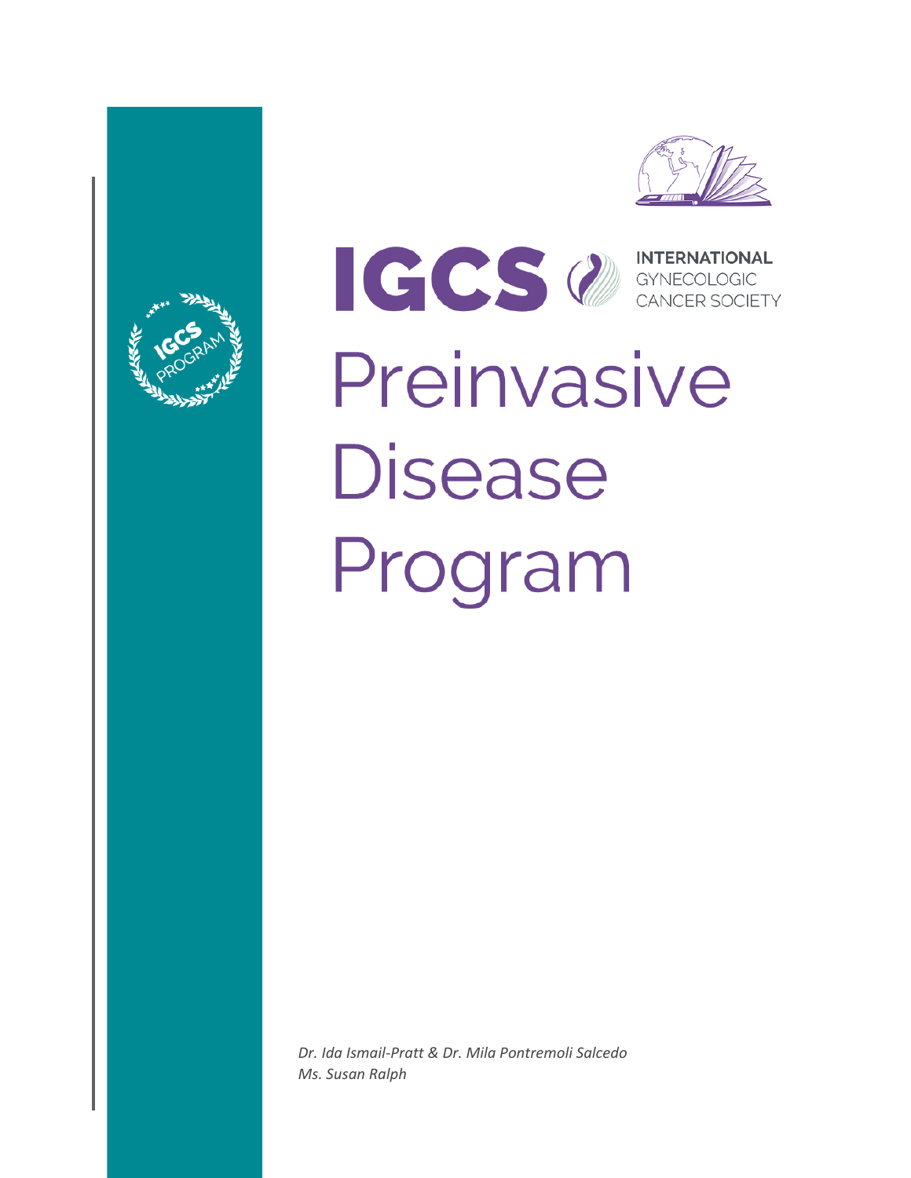IGCS PROGRAM

# IGCS INTERNATIONAL GYNECOLOGIC CANCER SOCIETY

# Preinvasive Disease Program

*Dr. Ida Ismail-Pratt & Dr. Mila Pontremoli Salcedo*
*Ms. Susan Ralph*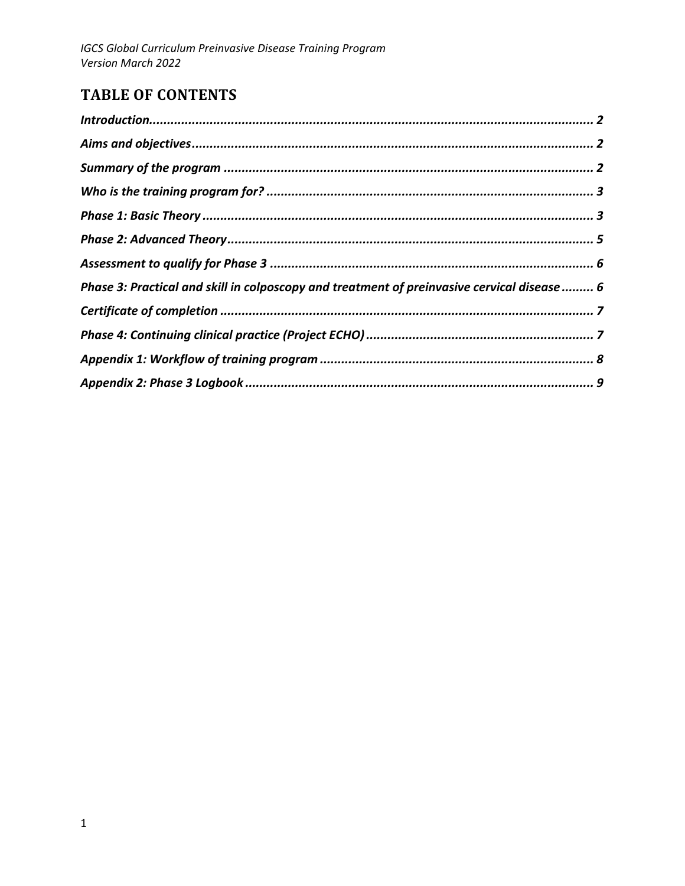## TABLE OF CONTENTS

***Introduction*** ... ***2***

***Aims and objectives*** ... ***2***

***Summary of the program*** ... ***2***

***Who is the training program for?*** ... ***3***

***Phase 1: Basic Theory*** ... ***3***

***Phase 2: Advanced Theory*** ... ***5***

***Assessment to qualify for Phase 3*** ... ***6***

***Phase 3: Practical and skill in colposcopy and treatment of preinvasive cervical disease*** ... ***6***

***Certificate of completion*** ... ***7***

***Phase 4: Continuing clinical practice (Project ECHO)*** ... ***7***

***Appendix 1: Workflow of training program*** ... ***8***

***Appendix 2: Phase 3 Logbook*** ... ***9***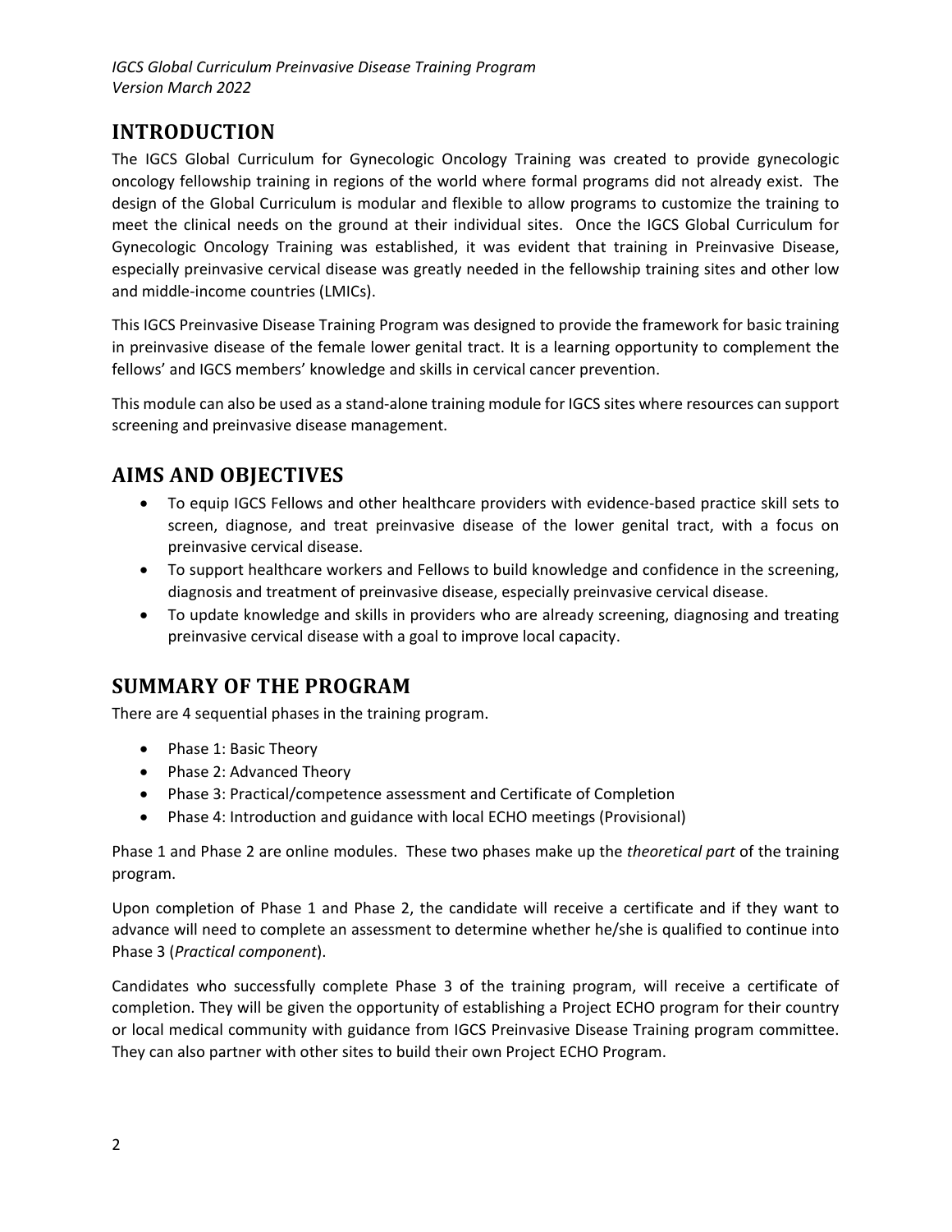## INTRODUCTION

The IGCS Global Curriculum for Gynecologic Oncology Training was created to provide gynecologic oncology fellowship training in regions of the world where formal programs did not already exist. The design of the Global Curriculum is modular and flexible to allow programs to customize the training to meet the clinical needs on the ground at their individual sites. Once the IGCS Global Curriculum for Gynecologic Oncology Training was established, it was evident that training in Preinvasive Disease, especially preinvasive cervical disease was greatly needed in the fellowship training sites and other low and middle-income countries (LMICs).

This IGCS Preinvasive Disease Training Program was designed to provide the framework for basic training in preinvasive disease of the female lower genital tract. It is a learning opportunity to complement the fellows' and IGCS members' knowledge and skills in cervical cancer prevention.

This module can also be used as a stand-alone training module for IGCS sites where resources can support screening and preinvasive disease management.

## AIMS AND OBJECTIVES

- To equip IGCS Fellows and other healthcare providers with evidence-based practice skill sets to screen, diagnose, and treat preinvasive disease of the lower genital tract, with a focus on preinvasive cervical disease.
- To support healthcare workers and Fellows to build knowledge and confidence in the screening, diagnosis and treatment of preinvasive disease, especially preinvasive cervical disease.
- To update knowledge and skills in providers who are already screening, diagnosing and treating preinvasive cervical disease with a goal to improve local capacity.

## SUMMARY OF THE PROGRAM

There are 4 sequential phases in the training program.

- Phase 1: Basic Theory
- Phase 2: Advanced Theory
- Phase 3: Practical/competence assessment and Certificate of Completion
- Phase 4: Introduction and guidance with local ECHO meetings (Provisional)

Phase 1 and Phase 2 are online modules. These two phases make up the *theoretical part* of the training program.

Upon completion of Phase 1 and Phase 2, the candidate will receive a certificate and if they want to advance will need to complete an assessment to determine whether he/she is qualified to continue into Phase 3 (*Practical component*).

Candidates who successfully complete Phase 3 of the training program, will receive a certificate of completion. They will be given the opportunity of establishing a Project ECHO program for their country or local medical community with guidance from IGCS Preinvasive Disease Training program committee. They can also partner with other sites to build their own Project ECHO Program.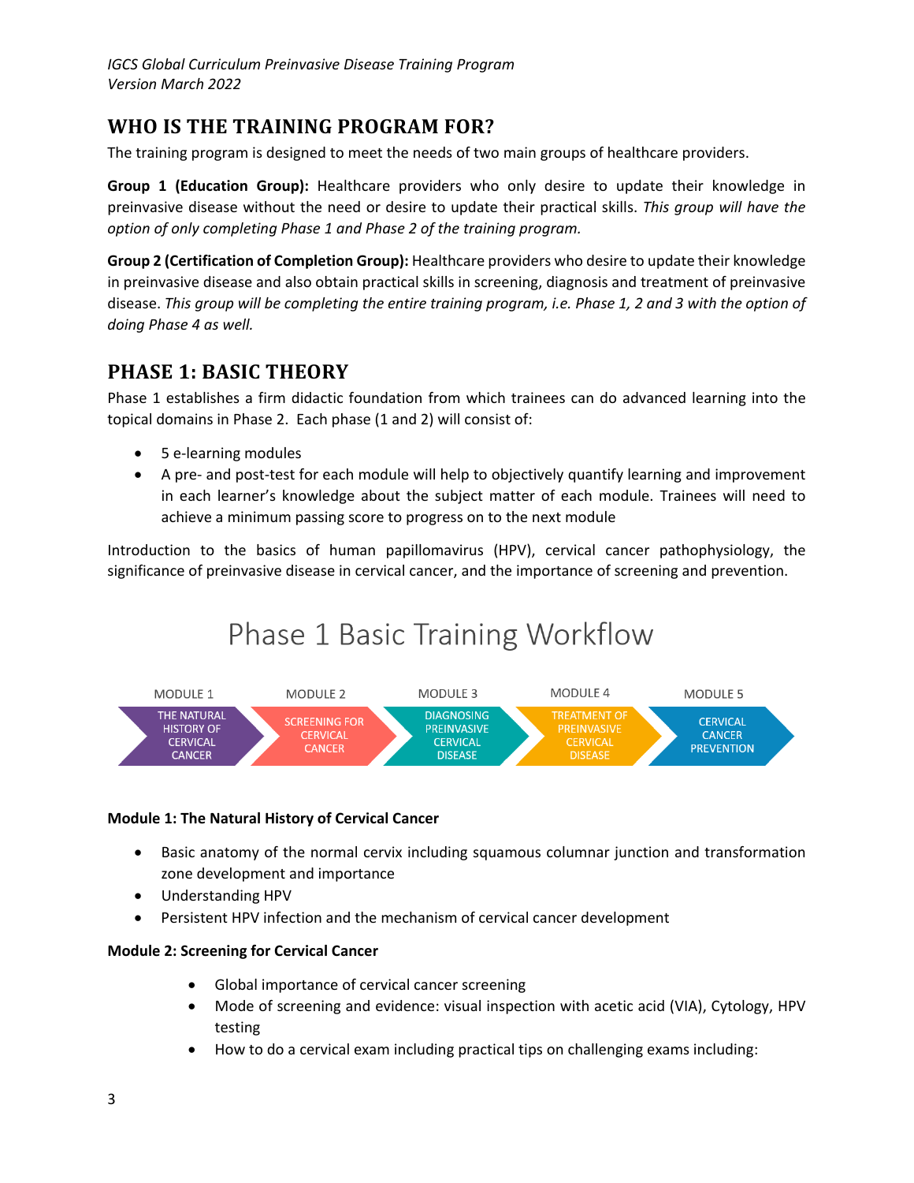## WHO IS THE TRAINING PROGRAM FOR?

The training program is designed to meet the needs of two main groups of healthcare providers.

**Group 1 (Education Group):** Healthcare providers who only desire to update their knowledge in preinvasive disease without the need or desire to update their practical skills. *This group will have the option of only completing Phase 1 and Phase 2 of the training program.*

**Group 2 (Certification of Completion Group):** Healthcare providers who desire to update their knowledge in preinvasive disease and also obtain practical skills in screening, diagnosis and treatment of preinvasive disease. *This group will be completing the entire training program, i.e. Phase 1, 2 and 3 with the option of doing Phase 4 as well.*

## PHASE 1: BASIC THEORY

Phase 1 establishes a firm didactic foundation from which trainees can do advanced learning into the topical domains in Phase 2. Each phase (1 and 2) will consist of:

- 5 e-learning modules
- A pre- and post-test for each module will help to objectively quantify learning and improvement in each learner's knowledge about the subject matter of each module. Trainees will need to achieve a minimum passing score to progress on to the next module

Introduction to the basics of human papillomavirus (HPV), cervical cancer pathophysiology, the significance of preinvasive disease in cervical cancer, and the importance of screening and prevention.

### Phase 1 Basic Training Workflow

| MODULE 1 | MODULE 2 | MODULE 3 | MODULE 4 | MODULE 5 |
|---|---|---|---|---|
| THE NATURAL HISTORY OF CERVICAL CANCER | SCREENING FOR CERVICAL CANCER | DIAGNOSING PREINVASIVE CERVICAL DISEASE | TREATMENT OF PREINVASIVE CERVICAL DISEASE | CERVICAL CANCER PREVENTION |

**Module 1: The Natural History of Cervical Cancer**

- Basic anatomy of the normal cervix including squamous columnar junction and transformation zone development and importance
- Understanding HPV
- Persistent HPV infection and the mechanism of cervical cancer development

**Module 2: Screening for Cervical Cancer**

- Global importance of cervical cancer screening
- Mode of screening and evidence: visual inspection with acetic acid (VIA), Cytology, HPV testing
- How to do a cervical exam including practical tips on challenging exams including: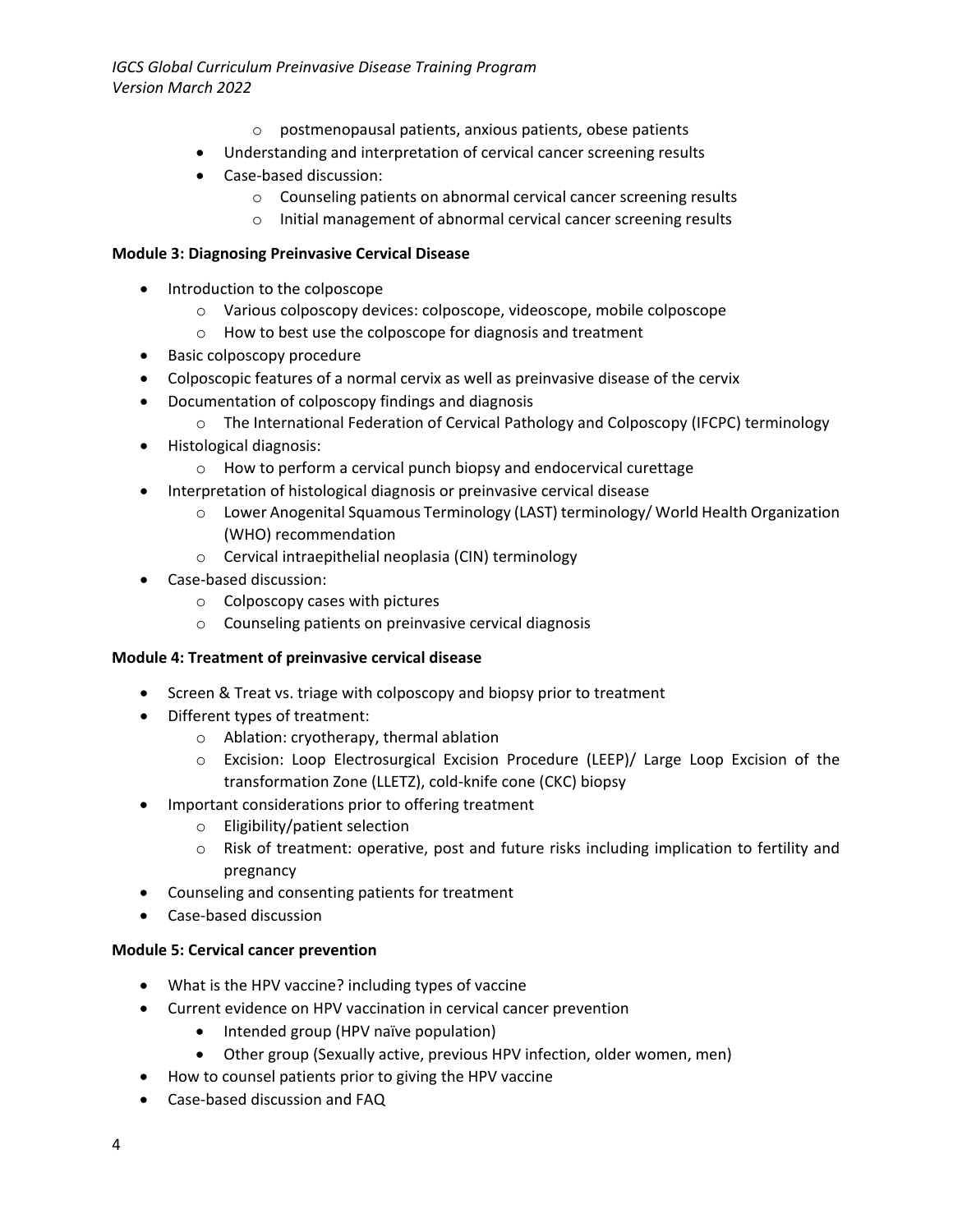- postmenopausal patients, anxious patients, obese patients
- Understanding and interpretation of cervical cancer screening results
- Case-based discussion:
  - Counseling patients on abnormal cervical cancer screening results
  - Initial management of abnormal cervical cancer screening results

**Module 3: Diagnosing Preinvasive Cervical Disease**

- Introduction to the colposcope
  - Various colposcopy devices: colposcope, videoscope, mobile colposcope
  - How to best use the colposcope for diagnosis and treatment
- Basic colposcopy procedure
- Colposcopic features of a normal cervix as well as preinvasive disease of the cervix
- Documentation of colposcopy findings and diagnosis
  - The International Federation of Cervical Pathology and Colposcopy (IFCPC) terminology
- Histological diagnosis:
  - How to perform a cervical punch biopsy and endocervical curettage
- Interpretation of histological diagnosis or preinvasive cervical disease
  - Lower Anogenital Squamous Terminology (LAST) terminology/ World Health Organization (WHO) recommendation
  - Cervical intraepithelial neoplasia (CIN) terminology
- Case-based discussion:
  - Colposcopy cases with pictures
  - Counseling patients on preinvasive cervical diagnosis

**Module 4: Treatment of preinvasive cervical disease**

- Screen & Treat vs. triage with colposcopy and biopsy prior to treatment
- Different types of treatment:
  - Ablation: cryotherapy, thermal ablation
  - Excision: Loop Electrosurgical Excision Procedure (LEEP)/ Large Loop Excision of the transformation Zone (LLETZ), cold-knife cone (CKC) biopsy
- Important considerations prior to offering treatment
  - Eligibility/patient selection
  - Risk of treatment: operative, post and future risks including implication to fertility and pregnancy
- Counseling and consenting patients for treatment
- Case-based discussion

**Module 5: Cervical cancer prevention**

- What is the HPV vaccine? including types of vaccine
- Current evidence on HPV vaccination in cervical cancer prevention
  - Intended group (HPV naïve population)
  - Other group (Sexually active, previous HPV infection, older women, men)
- How to counsel patients prior to giving the HPV vaccine
- Case-based discussion and FAQ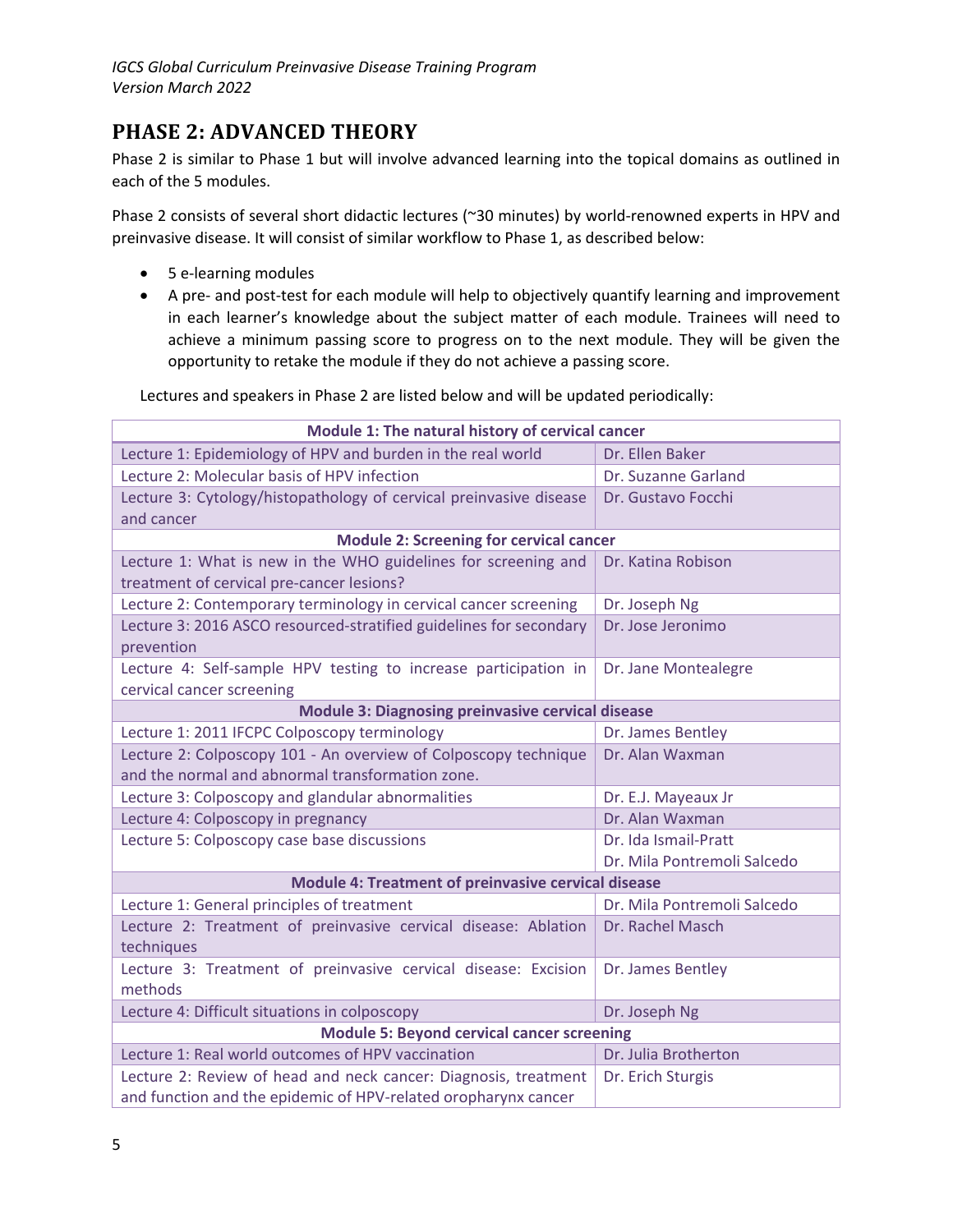## PHASE 2: ADVANCED THEORY

Phase 2 is similar to Phase 1 but will involve advanced learning into the topical domains as outlined in each of the 5 modules.

Phase 2 consists of several short didactic lectures (~30 minutes) by world-renowned experts in HPV and preinvasive disease. It will consist of similar workflow to Phase 1, as described below:

- 5 e-learning modules
- A pre- and post-test for each module will help to objectively quantify learning and improvement in each learner's knowledge about the subject matter of each module. Trainees will need to achieve a minimum passing score to progress on to the next module. They will be given the opportunity to retake the module if they do not achieve a passing score.

Lectures and speakers in Phase 2 are listed below and will be updated periodically:

| **Module 1: The natural history of cervical cancer** | |
|---|---|
| Lecture 1: Epidemiology of HPV and burden in the real world | Dr. Ellen Baker |
| Lecture 2: Molecular basis of HPV infection | Dr. Suzanne Garland |
| Lecture 3: Cytology/histopathology of cervical preinvasive disease and cancer | Dr. Gustavo Focchi |
| **Module 2: Screening for cervical cancer** | |
| Lecture 1: What is new in the WHO guidelines for screening and treatment of cervical pre-cancer lesions? | Dr. Katina Robison |
| Lecture 2: Contemporary terminology in cervical cancer screening | Dr. Joseph Ng |
| Lecture 3: 2016 ASCO resourced-stratified guidelines for secondary prevention | Dr. Jose Jeronimo |
| Lecture 4: Self-sample HPV testing to increase participation in cervical cancer screening | Dr. Jane Montealegre |
| **Module 3: Diagnosing preinvasive cervical disease** | |
| Lecture 1: 2011 IFCPC Colposcopy terminology | Dr. James Bentley |
| Lecture 2: Colposcopy 101 - An overview of Colposcopy technique and the normal and abnormal transformation zone. | Dr. Alan Waxman |
| Lecture 3: Colposcopy and glandular abnormalities | Dr. E.J. Mayeaux Jr |
| Lecture 4: Colposcopy in pregnancy | Dr. Alan Waxman |
| Lecture 5: Colposcopy case base discussions | Dr. Ida Ismail-Pratt<br>Dr. Mila Pontremoli Salcedo |
| **Module 4: Treatment of preinvasive cervical disease** | |
| Lecture 1: General principles of treatment | Dr. Mila Pontremoli Salcedo |
| Lecture 2: Treatment of preinvasive cervical disease: Ablation techniques | Dr. Rachel Masch |
| Lecture 3: Treatment of preinvasive cervical disease: Excision methods | Dr. James Bentley |
| Lecture 4: Difficult situations in colposcopy | Dr. Joseph Ng |
| **Module 5: Beyond cervical cancer screening** | |
| Lecture 1: Real world outcomes of HPV vaccination | Dr. Julia Brotherton |
| Lecture 2: Review of head and neck cancer: Diagnosis, treatment and function and the epidemic of HPV-related oropharynx cancer | Dr. Erich Sturgis |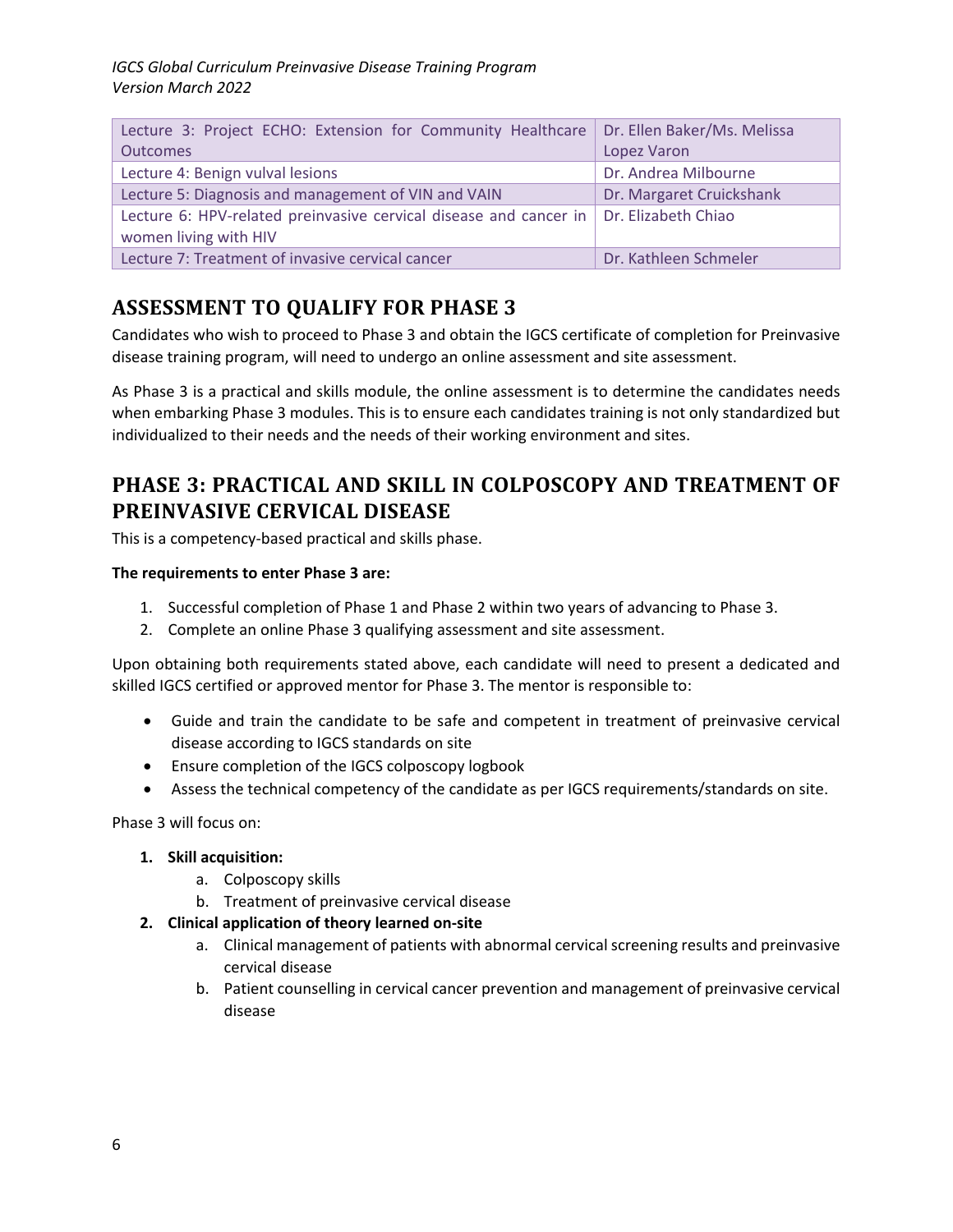| Lecture | Presenter |
| --- | --- |
| Lecture 3: Project ECHO: Extension for Community Healthcare Outcomes | Dr. Ellen Baker/Ms. Melissa Lopez Varon |
| Lecture 4: Benign vulval lesions | Dr. Andrea Milbourne |
| Lecture 5: Diagnosis and management of VIN and VAIN | Dr. Margaret Cruickshank |
| Lecture 6: HPV-related preinvasive cervical disease and cancer in women living with HIV | Dr. Elizabeth Chiao |
| Lecture 7: Treatment of invasive cervical cancer | Dr. Kathleen Schmeler |

## ASSESSMENT TO QUALIFY FOR PHASE 3

Candidates who wish to proceed to Phase 3 and obtain the IGCS certificate of completion for Preinvasive disease training program, will need to undergo an online assessment and site assessment.

As Phase 3 is a practical and skills module, the online assessment is to determine the candidates needs when embarking Phase 3 modules. This is to ensure each candidates training is not only standardized but individualized to their needs and the needs of their working environment and sites.

## PHASE 3: PRACTICAL AND SKILL IN COLPOSCOPY AND TREATMENT OF PREINVASIVE CERVICAL DISEASE

This is a competency-based practical and skills phase.

**The requirements to enter Phase 3 are:**

1. Successful completion of Phase 1 and Phase 2 within two years of advancing to Phase 3.
2. Complete an online Phase 3 qualifying assessment and site assessment.

Upon obtaining both requirements stated above, each candidate will need to present a dedicated and skilled IGCS certified or approved mentor for Phase 3. The mentor is responsible to:

- Guide and train the candidate to be safe and competent in treatment of preinvasive cervical disease according to IGCS standards on site
- Ensure completion of the IGCS colposcopy logbook
- Assess the technical competency of the candidate as per IGCS requirements/standards on site.

Phase 3 will focus on:

1. **Skill acquisition:**
    a. Colposcopy skills
    b. Treatment of preinvasive cervical disease
2. **Clinical application of theory learned on-site**
    a. Clinical management of patients with abnormal cervical screening results and preinvasive cervical disease
    b. Patient counselling in cervical cancer prevention and management of preinvasive cervical disease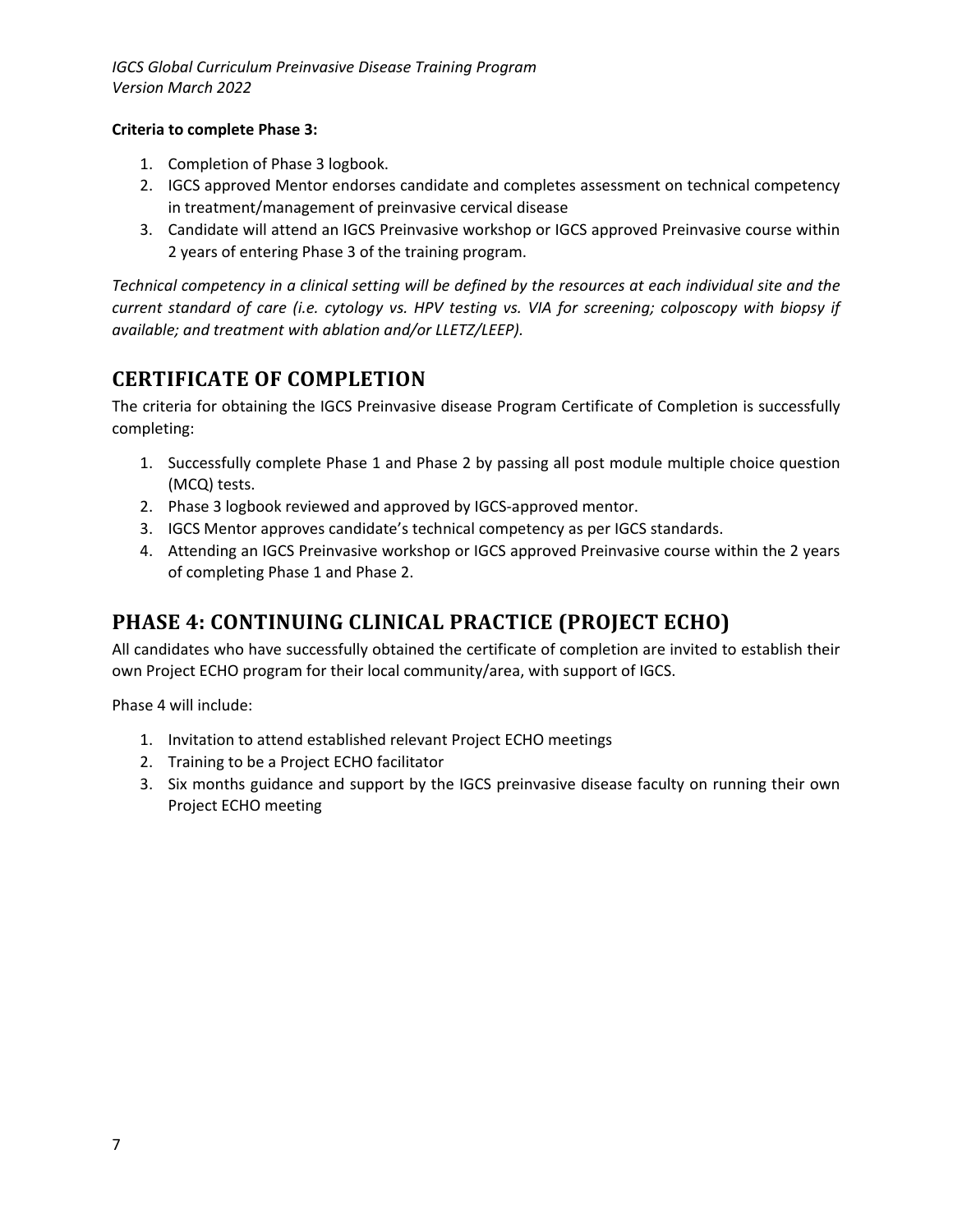**Criteria to complete Phase 3:**

1. Completion of Phase 3 logbook.
2. IGCS approved Mentor endorses candidate and completes assessment on technical competency in treatment/management of preinvasive cervical disease
3. Candidate will attend an IGCS Preinvasive workshop or IGCS approved Preinvasive course within 2 years of entering Phase 3 of the training program.

*Technical competency in a clinical setting will be defined by the resources at each individual site and the current standard of care (i.e. cytology vs. HPV testing vs. VIA for screening; colposcopy with biopsy if available; and treatment with ablation and/or LLETZ/LEEP).*

## CERTIFICATE OF COMPLETION

The criteria for obtaining the IGCS Preinvasive disease Program Certificate of Completion is successfully completing:

1. Successfully complete Phase 1 and Phase 2 by passing all post module multiple choice question (MCQ) tests.
2. Phase 3 logbook reviewed and approved by IGCS-approved mentor.
3. IGCS Mentor approves candidate's technical competency as per IGCS standards.
4. Attending an IGCS Preinvasive workshop or IGCS approved Preinvasive course within the 2 years of completing Phase 1 and Phase 2.

## PHASE 4: CONTINUING CLINICAL PRACTICE (PROJECT ECHO)

All candidates who have successfully obtained the certificate of completion are invited to establish their own Project ECHO program for their local community/area, with support of IGCS.

Phase 4 will include:

1. Invitation to attend established relevant Project ECHO meetings
2. Training to be a Project ECHO facilitator
3. Six months guidance and support by the IGCS preinvasive disease faculty on running their own Project ECHO meeting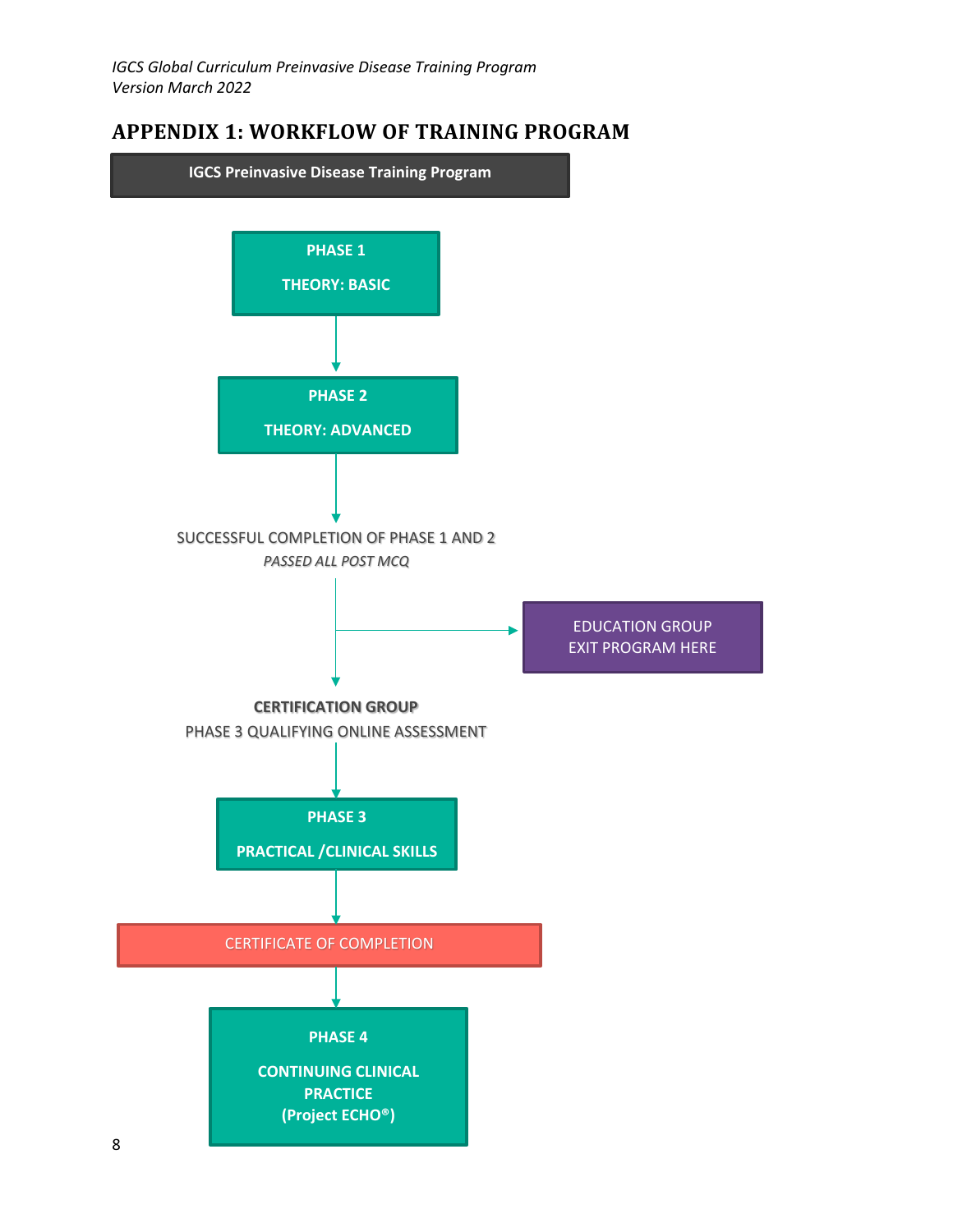## APPENDIX 1: WORKFLOW OF TRAINING PROGRAM

**IGCS Preinvasive Disease Training Program**

**PHASE 1**

**THEORY: BASIC**

↓

**PHASE 2**

**THEORY: ADVANCED**

↓

SUCCESSFUL COMPLETION OF PHASE 1 AND 2

*PASSED ALL POST MCQ*

→ EDUCATION GROUP
EXIT PROGRAM HERE

↓

**CERTIFICATION GROUP**

PHASE 3 QUALIFYING ONLINE ASSESSMENT

↓

**PHASE 3**

**PRACTICAL /CLINICAL SKILLS**

↓

CERTIFICATE OF COMPLETION

↓

**PHASE 4**

**CONTINUING CLINICAL PRACTICE**
**(Project ECHO®)**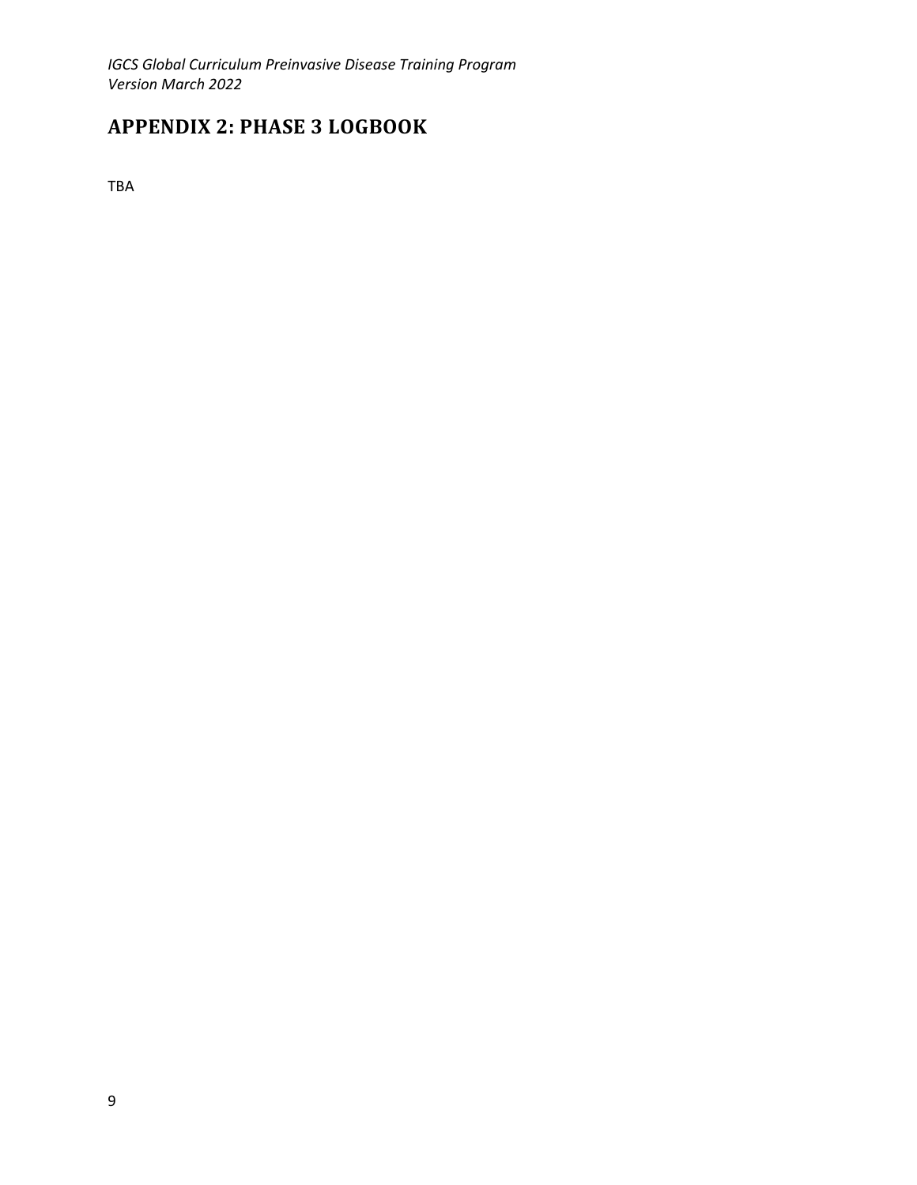# APPENDIX 2: PHASE 3 LOGBOOK

TBA